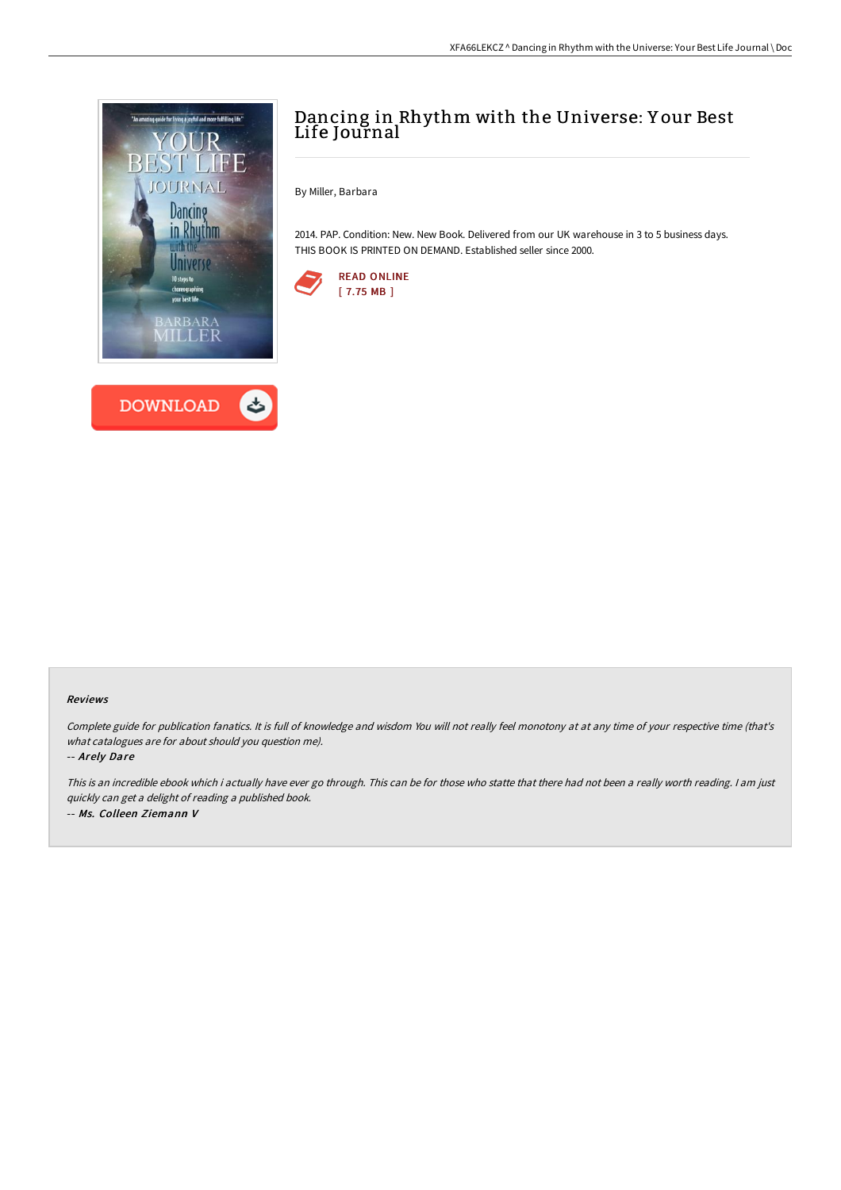# Dancing in Rhythm with the Universe: Your Best Life Journal

By Miller, Barbara

2014. PAP. Condition: New. New Book. Delivered from our UK warehouse in 3 to 5 business days. THIS BOOK IS PRINTED ON DEMAND. Established seller since 2000.

READ ONLINE
[ 7.75 MB ]

DOWNLOAD

### Reviews

*Complete guide for publication fanatics. It is full of knowledge and wisdom You will not really feel monotony at at any time of your respective time (that's what catalogues are for about should you question me).*

*-- Arely Dare*

*This is an incredible ebook which i actually have ever go through. This can be for those who statte that there had not been a really worth reading. I am just quickly can get a delight of reading a published book.*

*-- Ms. Colleen Ziemann V*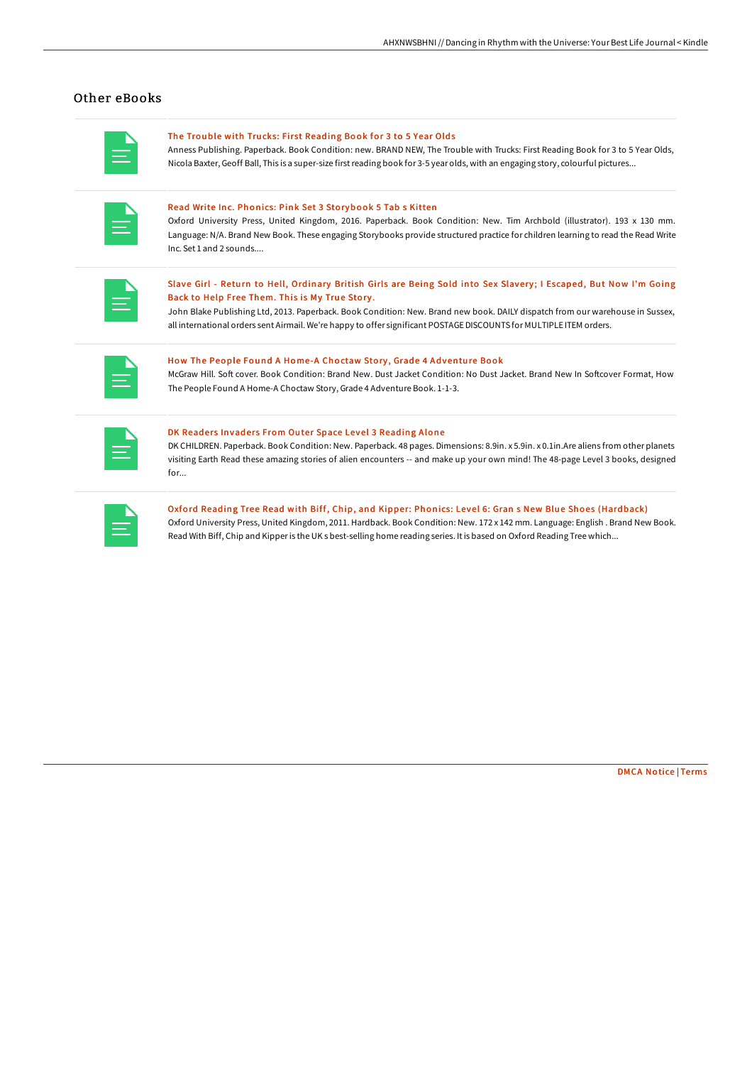## Other eBooks

### The Trouble with Trucks: First Reading Book for 3 to 5 Year Olds

Anness Publishing. Paperback. Book Condition: new. BRAND NEW, The Trouble with Trucks: First Reading Book for 3 to 5 Year Olds, Nicola Baxter, Geoff Ball, This is a super-size first reading book for 3-5 year olds, with an engaging story, colourful pictures...

### Read Write Inc. Phonics: Pink Set 3 Storybook 5 Tab s Kitten

Oxford University Press, United Kingdom, 2016. Paperback. Book Condition: New. Tim Archbold (illustrator). 193 x 130 mm. Language: N/A. Brand New Book. These engaging Storybooks provide structured practice for children learning to read the Read Write Inc. Set 1 and 2 sounds....

### Slave Girl - Return to Hell, Ordinary British Girls are Being Sold into Sex Slavery; I Escaped, But Now I'm Going Back to Help Free Them. This is My True Story.

John Blake Publishing Ltd, 2013. Paperback. Book Condition: New. Brand new book. DAILY dispatch from our warehouse in Sussex, all international orders sent Airmail. We're happy to offer significant POSTAGE DISCOUNTS for MULTIPLE ITEM orders.

### How The People Found A Home-A Choctaw Story, Grade 4 Adventure Book

McGraw Hill. Soft cover. Book Condition: Brand New. Dust Jacket Condition: No Dust Jacket. Brand New In Softcover Format, How The People Found A Home-A Choctaw Story, Grade 4 Adventure Book. 1-1-3.

### DK Readers Invaders From Outer Space Level 3 Reading Alone

DK CHILDREN. Paperback. Book Condition: New. Paperback. 48 pages. Dimensions: 8.9in. x 5.9in. x 0.1in.Are aliens from other planets visiting Earth Read these amazing stories of alien encounters -- and make up your own mind! The 48-page Level 3 books, designed for...

### Oxford Reading Tree Read with Biff, Chip, and Kipper: Phonics: Level 6: Gran s New Blue Shoes (Hardback)

Oxford University Press, United Kingdom, 2011. Hardback. Book Condition: New. 172 x 142 mm. Language: English . Brand New Book. Read With Biff, Chip and Kipper is the UK s best-selling home reading series. It is based on Oxford Reading Tree which...